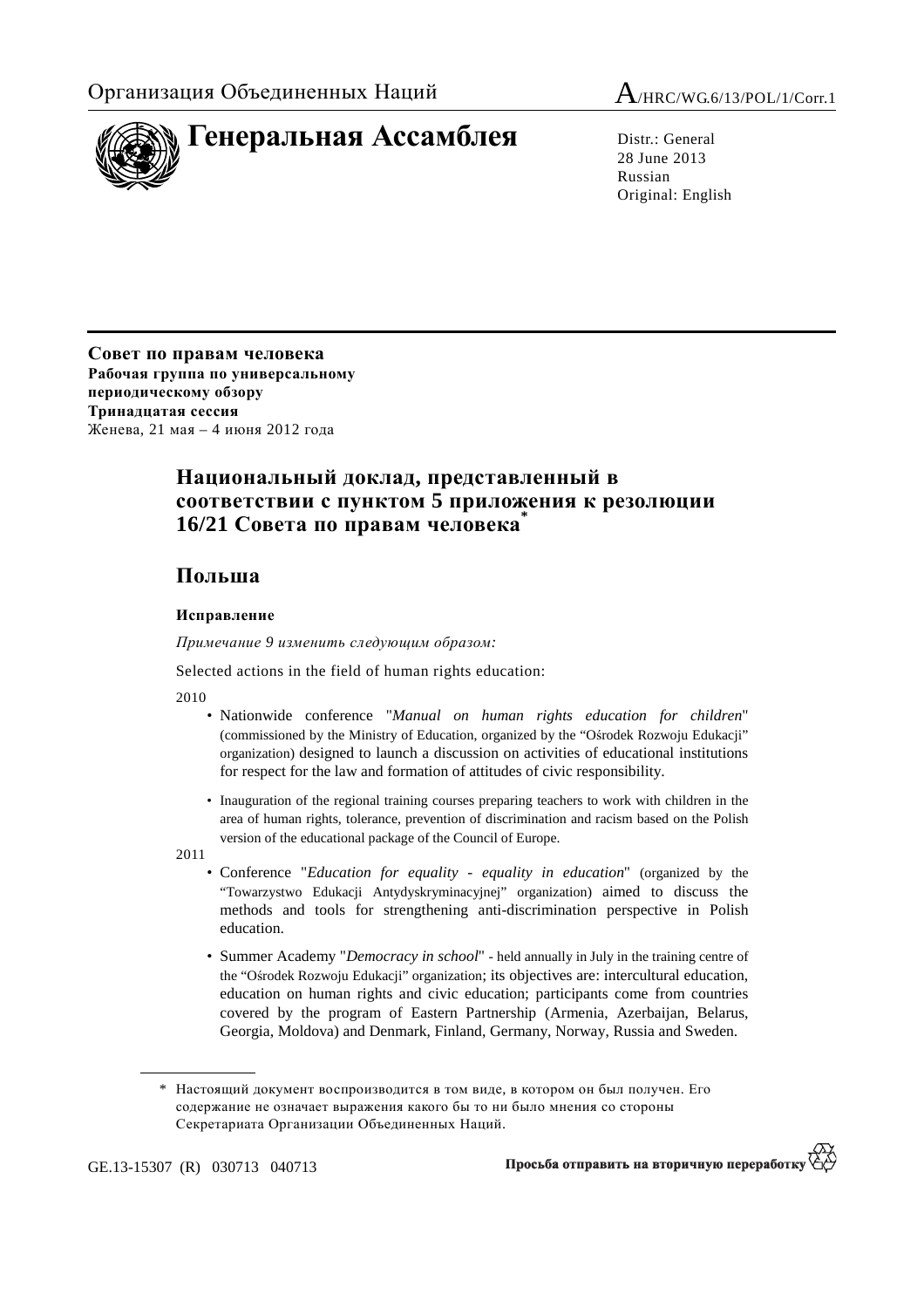Организация Объединенных Наций

A/HRC/WG.6/13/POL/1/Corr.1

# Генеральная Ассамблея

Distr.: General
28 June 2013
Russian
Original: English

**Совет по правам человека**
**Рабочая группа по универсальному периодическому обзору**
**Тринадцатая сессия**
Женева, 21 мая – 4 июня 2012 года

## Национальный доклад, представленный в соответствии с пунктом 5 приложения к резолюции 16/21 Совета по правам человека*

## Польша

### Исправление

*Примечание 9 изменить следующим образом:*

Selected actions in the field of human rights education:

2010

- Nationwide conference "*Manual on human rights education for children*" (commissioned by the Ministry of Education, organized by the "Ośrodek Rozwoju Edukacji" organization) designed to launch a discussion on activities of educational institutions for respect for the law and formation of attitudes of civic responsibility.
- Inauguration of the regional training courses preparing teachers to work with children in the area of human rights, tolerance, prevention of discrimination and racism based on the Polish version of the educational package of the Council of Europe.

2011

- Conference "*Education for equality - equality in education*" (organized by the "Towarzystwo Edukacji Antydyskryminacyjnej" organization) aimed to discuss the methods and tools for strengthening anti-discrimination perspective in Polish education.
- Summer Academy "*Democracy in school*" - held annually in July in the training centre of the "Ośrodek Rozwoju Edukacji" organization; its objectives are: intercultural education, education on human rights and civic education; participants come from countries covered by the program of Eastern Partnership (Armenia, Azerbaijan, Belarus, Georgia, Moldova) and Denmark, Finland, Germany, Norway, Russia and Sweden.

---

\* Настоящий документ воспроизводится в том виде, в котором он был получен. Его содержание не означает выражения какого бы то ни было мнения со стороны Секретариата Организации Объединенных Наций.

GE.13-15307 (R) 030713 040713

Просьба отправить на вторичную переработку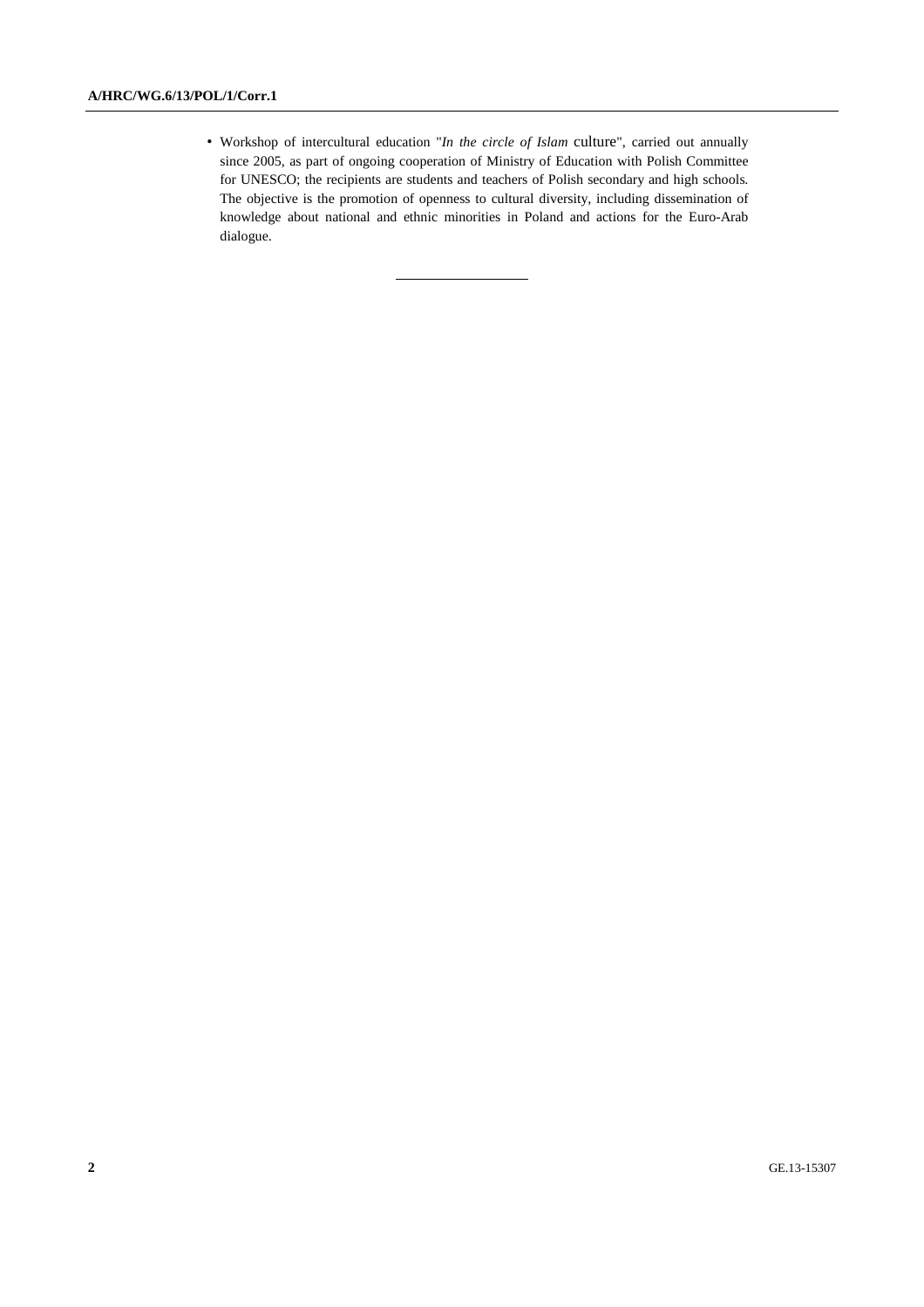- Workshop of intercultural education "*In the circle of Islam* culture", carried out annually since 2005, as part of ongoing cooperation of Ministry of Education with Polish Committee for UNESCO; the recipients are students and teachers of Polish secondary and high schools. The objective is the promotion of openness to cultural diversity, including dissemination of knowledge about national and ethnic minorities in Poland and actions for the Euro-Arab dialogue.